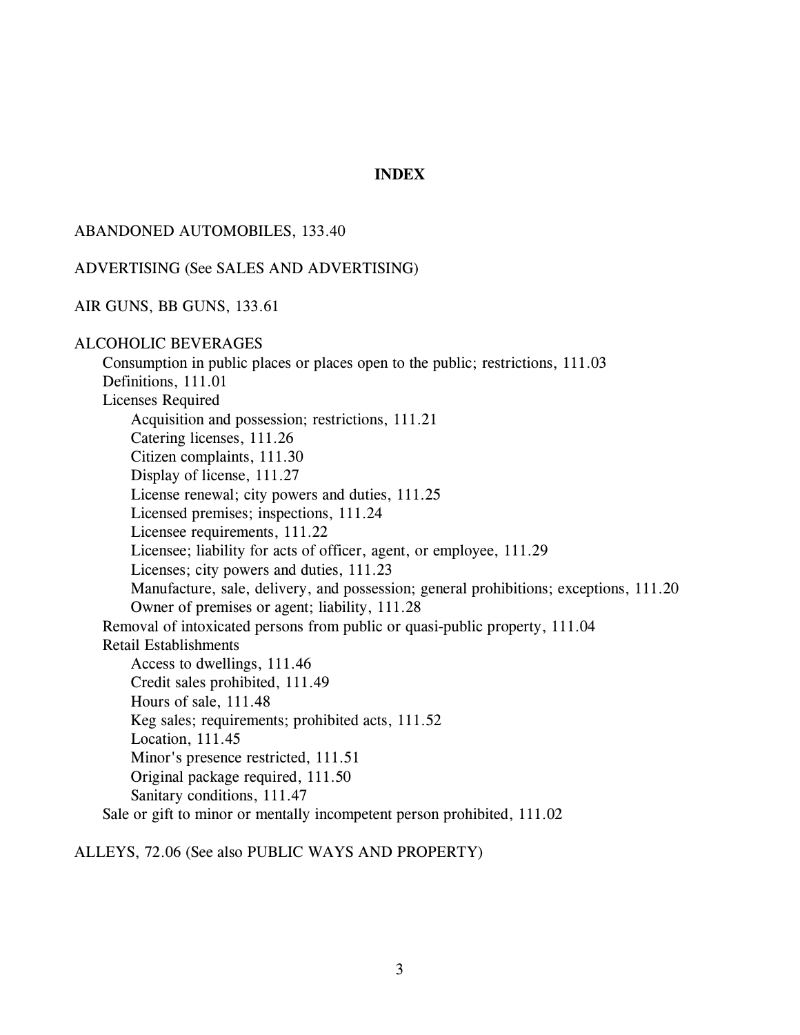# INDEX

ABANDONED AUTOMOBILES, 133.40

ADVERTISING (See SALES AND ADVERTISING)

AIR GUNS, BB GUNS, 133.61

ALCOHOLIC BEVERAGES

- Consumption in public places or places open to the public; restrictions, 111.03
- Definitions, 111.01
- Licenses Required
  - Acquisition and possession; restrictions, 111.21
  - Catering licenses, 111.26
  - Citizen complaints, 111.30
  - Display of license, 111.27
  - License renewal; city powers and duties, 111.25
  - Licensed premises; inspections, 111.24
  - Licensee requirements, 111.22
  - Licensee; liability for acts of officer, agent, or employee, 111.29
  - Licenses; city powers and duties, 111.23
  - Manufacture, sale, delivery, and possession; general prohibitions; exceptions, 111.20
  - Owner of premises or agent; liability, 111.28
- Removal of intoxicated persons from public or quasi-public property, 111.04
- Retail Establishments
  - Access to dwellings, 111.46
  - Credit sales prohibited, 111.49
  - Hours of sale, 111.48
  - Keg sales; requirements; prohibited acts, 111.52
  - Location, 111.45
  - Minor's presence restricted, 111.51
  - Original package required, 111.50
  - Sanitary conditions, 111.47
- Sale or gift to minor or mentally incompetent person prohibited, 111.02

ALLEYS, 72.06 (See also PUBLIC WAYS AND PROPERTY)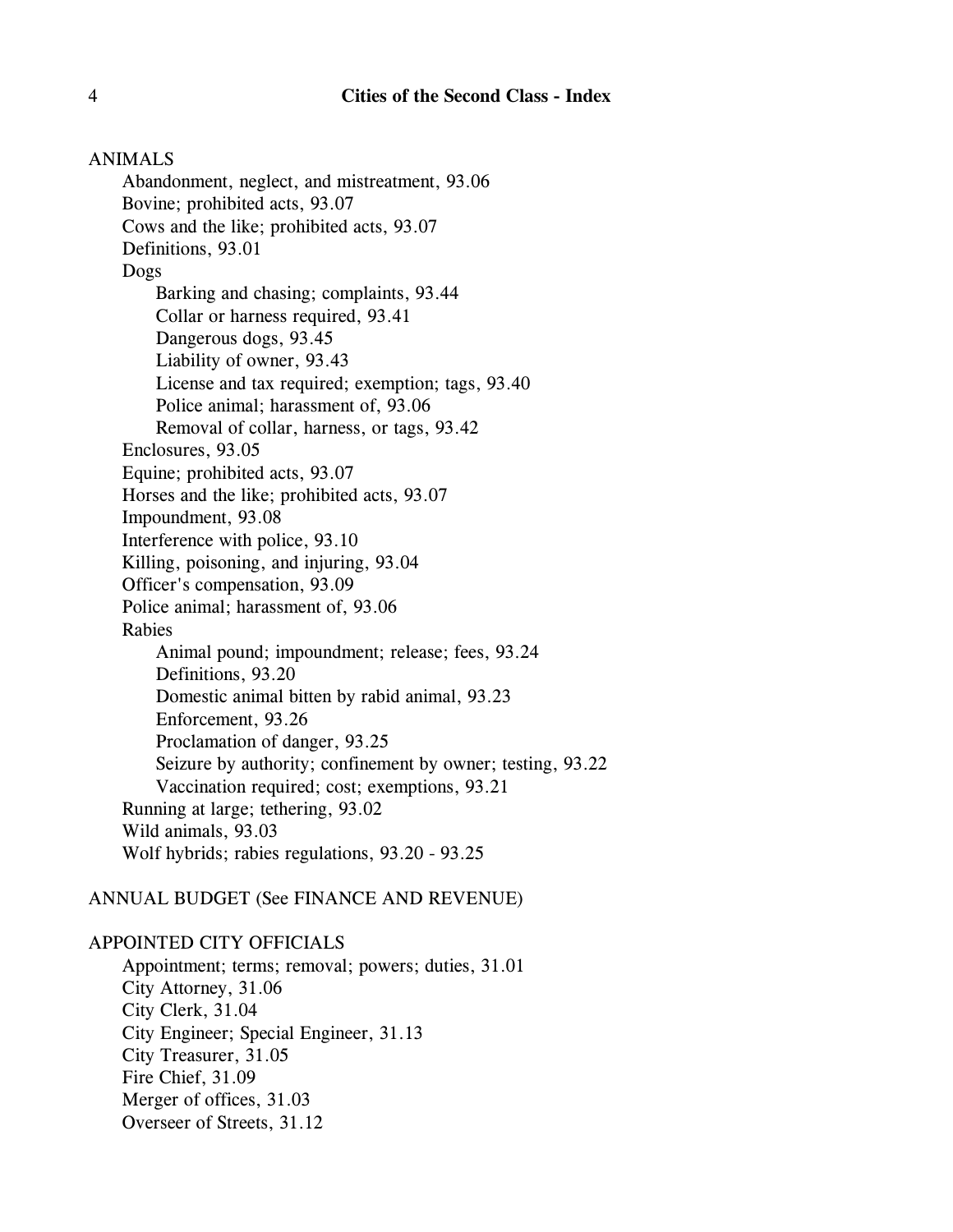ANIMALS

- Abandonment, neglect, and mistreatment, 93.06
- Bovine; prohibited acts, 93.07
- Cows and the like; prohibited acts, 93.07
- Definitions, 93.01
- Dogs
  - Barking and chasing; complaints, 93.44
  - Collar or harness required, 93.41
  - Dangerous dogs, 93.45
  - Liability of owner, 93.43
  - License and tax required; exemption; tags, 93.40
  - Police animal; harassment of, 93.06
  - Removal of collar, harness, or tags, 93.42
- Enclosures, 93.05
- Equine; prohibited acts, 93.07
- Horses and the like; prohibited acts, 93.07
- Impoundment, 93.08
- Interference with police, 93.10
- Killing, poisoning, and injuring, 93.04
- Officer's compensation, 93.09
- Police animal; harassment of, 93.06
- Rabies
  - Animal pound; impoundment; release; fees, 93.24
  - Definitions, 93.20
  - Domestic animal bitten by rabid animal, 93.23
  - Enforcement, 93.26
  - Proclamation of danger, 93.25
  - Seizure by authority; confinement by owner; testing, 93.22
  - Vaccination required; cost; exemptions, 93.21
- Running at large; tethering, 93.02
- Wild animals, 93.03
- Wolf hybrids; rabies regulations, 93.20 - 93.25

ANNUAL BUDGET (See FINANCE AND REVENUE)

APPOINTED CITY OFFICIALS

- Appointment; terms; removal; powers; duties, 31.01
- City Attorney, 31.06
- City Clerk, 31.04
- City Engineer; Special Engineer, 31.13
- City Treasurer, 31.05
- Fire Chief, 31.09
- Merger of offices, 31.03
- Overseer of Streets, 31.12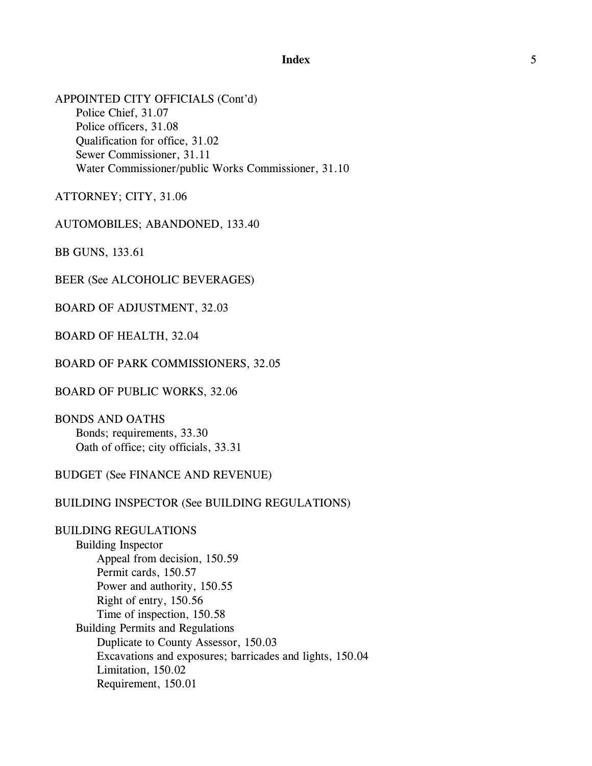APPOINTED CITY OFFICIALS (Cont'd)

- Police Chief, 31.07
- Police officers, 31.08
- Qualification for office, 31.02
- Sewer Commissioner, 31.11
- Water Commissioner/public Works Commissioner, 31.10

ATTORNEY; CITY, 31.06

AUTOMOBILES; ABANDONED, 133.40

BB GUNS, 133.61

BEER (See ALCOHOLIC BEVERAGES)

BOARD OF ADJUSTMENT, 32.03

BOARD OF HEALTH, 32.04

BOARD OF PARK COMMISSIONERS, 32.05

BOARD OF PUBLIC WORKS, 32.06

BONDS AND OATHS

- Bonds; requirements, 33.30
- Oath of office; city officials, 33.31

BUDGET (See FINANCE AND REVENUE)

BUILDING INSPECTOR (See BUILDING REGULATIONS)

BUILDING REGULATIONS

- Building Inspector
  - Appeal from decision, 150.59
  - Permit cards, 150.57
  - Power and authority, 150.55
  - Right of entry, 150.56
  - Time of inspection, 150.58
- Building Permits and Regulations
  - Duplicate to County Assessor, 150.03
  - Excavations and exposures; barricades and lights, 150.04
  - Limitation, 150.02
  - Requirement, 150.01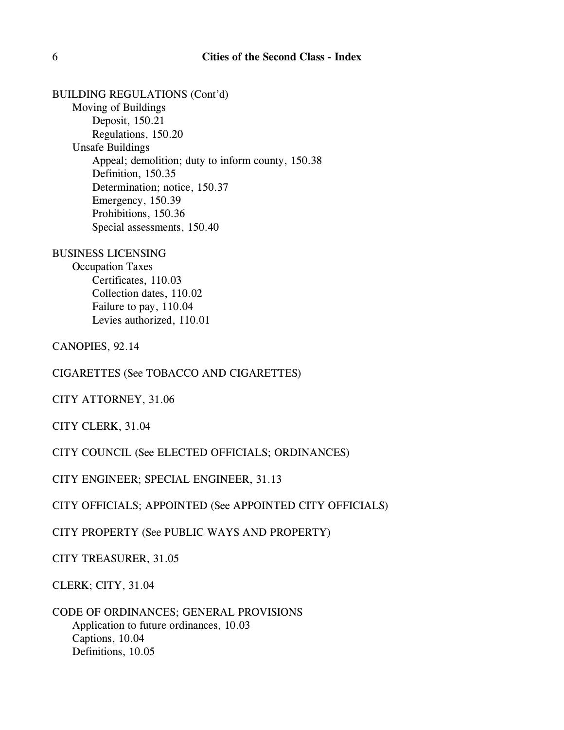BUILDING REGULATIONS (Cont'd)
- Moving of Buildings
  - Deposit, 150.21
  - Regulations, 150.20
- Unsafe Buildings
  - Appeal; demolition; duty to inform county, 150.38
  - Definition, 150.35
  - Determination; notice, 150.37
  - Emergency, 150.39
  - Prohibitions, 150.36
  - Special assessments, 150.40

BUSINESS LICENSING
- Occupation Taxes
  - Certificates, 110.03
  - Collection dates, 110.02
  - Failure to pay, 110.04
  - Levies authorized, 110.01

CANOPIES, 92.14

CIGARETTES (See TOBACCO AND CIGARETTES)

CITY ATTORNEY, 31.06

CITY CLERK, 31.04

CITY COUNCIL (See ELECTED OFFICIALS; ORDINANCES)

CITY ENGINEER; SPECIAL ENGINEER, 31.13

CITY OFFICIALS; APPOINTED (See APPOINTED CITY OFFICIALS)

CITY PROPERTY (See PUBLIC WAYS AND PROPERTY)

CITY TREASURER, 31.05

CLERK; CITY, 31.04

CODE OF ORDINANCES; GENERAL PROVISIONS
- Application to future ordinances, 10.03
- Captions, 10.04
- Definitions, 10.05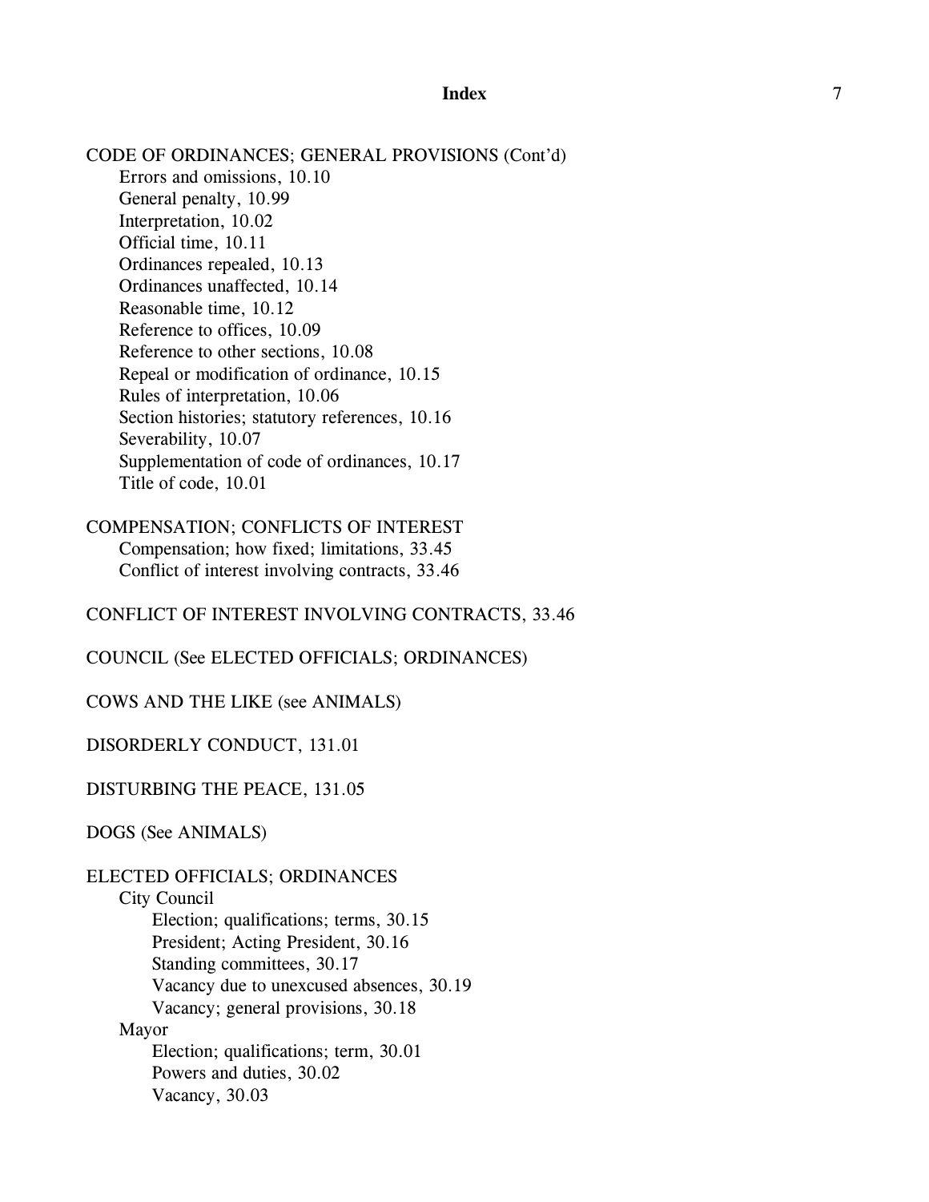CODE OF ORDINANCES; GENERAL PROVISIONS (Cont'd)

- Errors and omissions, 10.10
- General penalty, 10.99
- Interpretation, 10.02
- Official time, 10.11
- Ordinances repealed, 10.13
- Ordinances unaffected, 10.14
- Reasonable time, 10.12
- Reference to offices, 10.09
- Reference to other sections, 10.08
- Repeal or modification of ordinance, 10.15
- Rules of interpretation, 10.06
- Section histories; statutory references, 10.16
- Severability, 10.07
- Supplementation of code of ordinances, 10.17
- Title of code, 10.01

COMPENSATION; CONFLICTS OF INTEREST

- Compensation; how fixed; limitations, 33.45
- Conflict of interest involving contracts, 33.46

CONFLICT OF INTEREST INVOLVING CONTRACTS, 33.46

COUNCIL (See ELECTED OFFICIALS; ORDINANCES)

COWS AND THE LIKE (see ANIMALS)

DISORDERLY CONDUCT, 131.01

DISTURBING THE PEACE, 131.05

DOGS (See ANIMALS)

ELECTED OFFICIALS; ORDINANCES

- City Council
  - Election; qualifications; terms, 30.15
  - President; Acting President, 30.16
  - Standing committees, 30.17
  - Vacancy due to unexcused absences, 30.19
  - Vacancy; general provisions, 30.18
- Mayor
  - Election; qualifications; term, 30.01
  - Powers and duties, 30.02
  - Vacancy, 30.03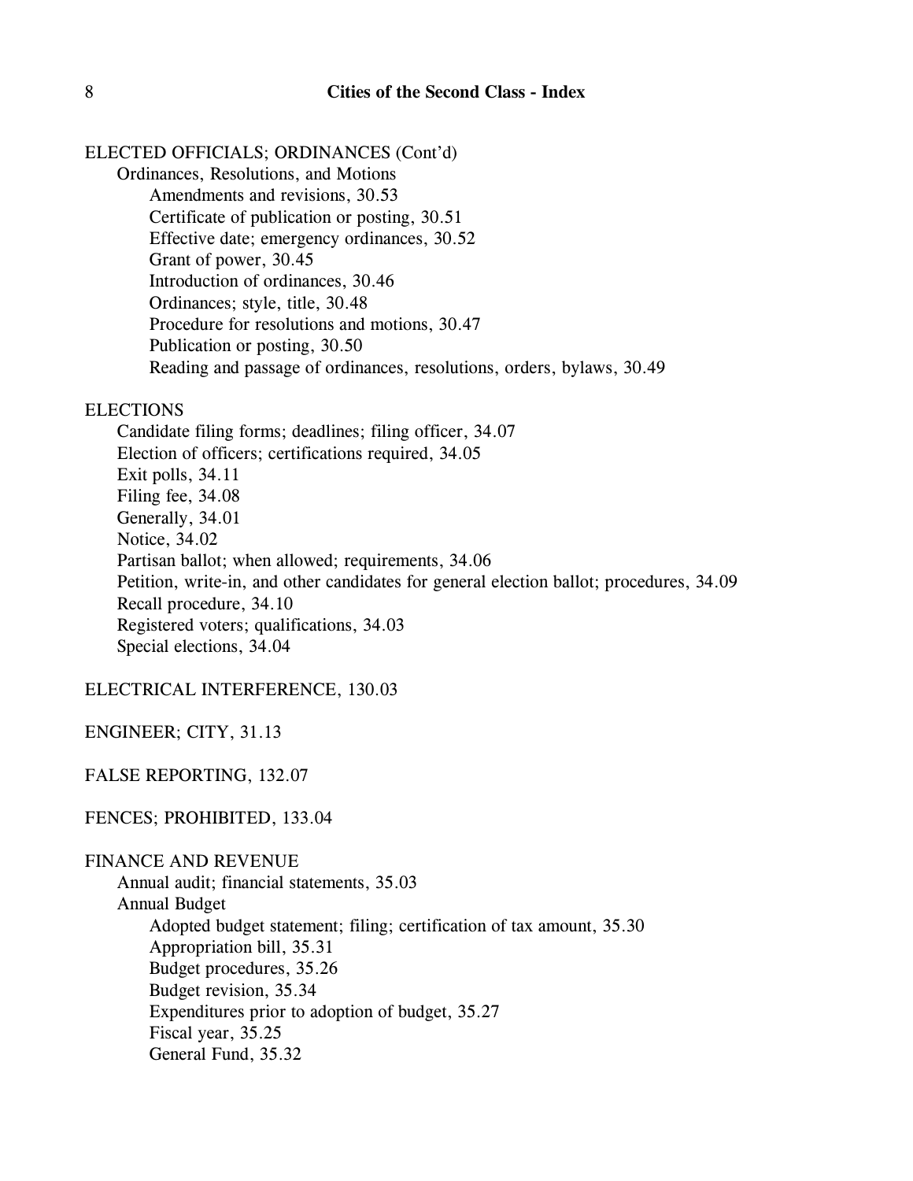ELECTED OFFICIALS; ORDINANCES (Cont'd)

- Ordinances, Resolutions, and Motions
  - Amendments and revisions, 30.53
  - Certificate of publication or posting, 30.51
  - Effective date; emergency ordinances, 30.52
  - Grant of power, 30.45
  - Introduction of ordinances, 30.46
  - Ordinances; style, title, 30.48
  - Procedure for resolutions and motions, 30.47
  - Publication or posting, 30.50
  - Reading and passage of ordinances, resolutions, orders, bylaws, 30.49

ELECTIONS

- Candidate filing forms; deadlines; filing officer, 34.07
- Election of officers; certifications required, 34.05
- Exit polls, 34.11
- Filing fee, 34.08
- Generally, 34.01
- Notice, 34.02
- Partisan ballot; when allowed; requirements, 34.06
- Petition, write-in, and other candidates for general election ballot; procedures, 34.09
- Recall procedure, 34.10
- Registered voters; qualifications, 34.03
- Special elections, 34.04

ELECTRICAL INTERFERENCE, 130.03

ENGINEER; CITY, 31.13

FALSE REPORTING, 132.07

FENCES; PROHIBITED, 133.04

FINANCE AND REVENUE

- Annual audit; financial statements, 35.03
- Annual Budget
  - Adopted budget statement; filing; certification of tax amount, 35.30
  - Appropriation bill, 35.31
  - Budget procedures, 35.26
  - Budget revision, 35.34
  - Expenditures prior to adoption of budget, 35.27
  - Fiscal year, 35.25
  - General Fund, 35.32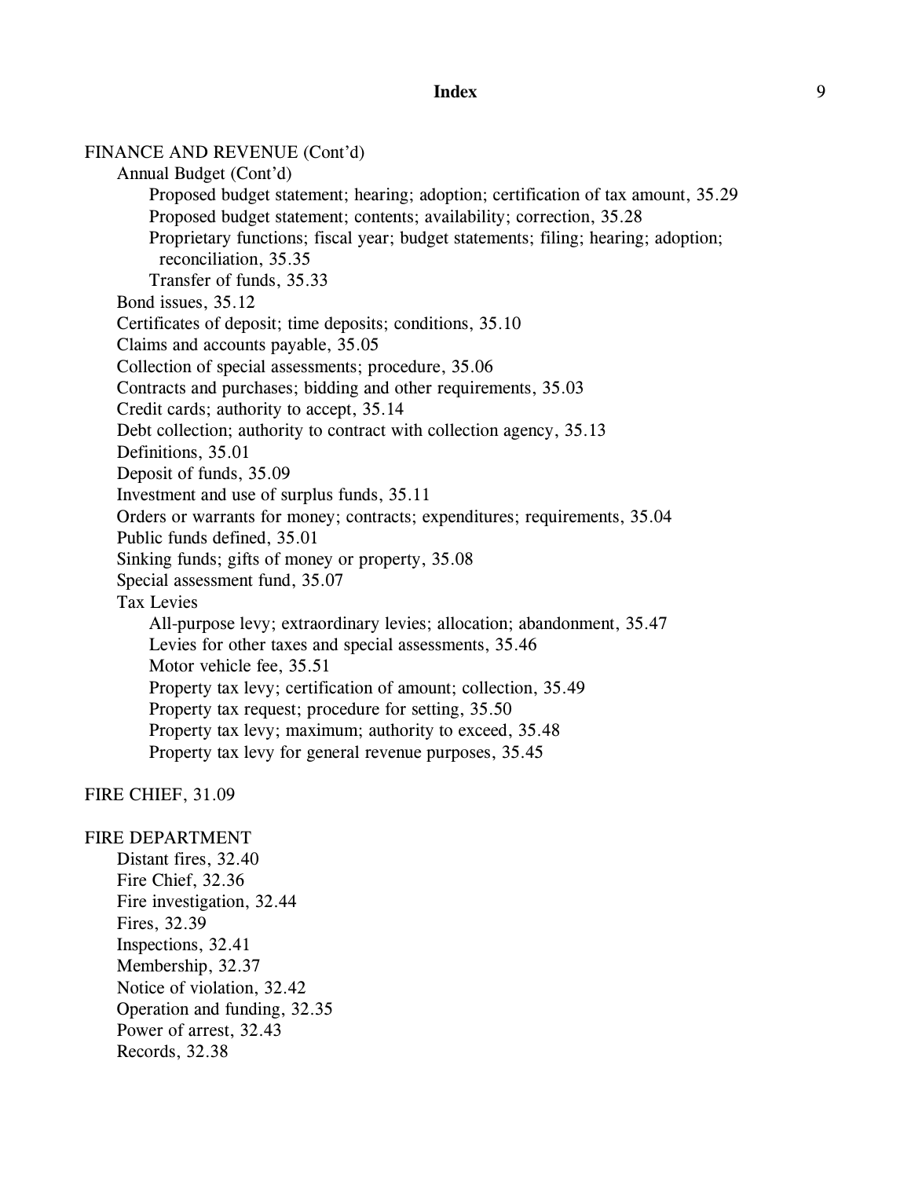FINANCE AND REVENUE (Cont'd)

- Annual Budget (Cont'd)
  - Proposed budget statement; hearing; adoption; certification of tax amount, 35.29
  - Proposed budget statement; contents; availability; correction, 35.28
  - Proprietary functions; fiscal year; budget statements; filing; hearing; adoption; reconciliation, 35.35
  - Transfer of funds, 35.33
- Bond issues, 35.12
- Certificates of deposit; time deposits; conditions, 35.10
- Claims and accounts payable, 35.05
- Collection of special assessments; procedure, 35.06
- Contracts and purchases; bidding and other requirements, 35.03
- Credit cards; authority to accept, 35.14
- Debt collection; authority to contract with collection agency, 35.13
- Definitions, 35.01
- Deposit of funds, 35.09
- Investment and use of surplus funds, 35.11
- Orders or warrants for money; contracts; expenditures; requirements, 35.04
- Public funds defined, 35.01
- Sinking funds; gifts of money or property, 35.08
- Special assessment fund, 35.07
- Tax Levies
  - All-purpose levy; extraordinary levies; allocation; abandonment, 35.47
  - Levies for other taxes and special assessments, 35.46
  - Motor vehicle fee, 35.51
  - Property tax levy; certification of amount; collection, 35.49
  - Property tax request; procedure for setting, 35.50
  - Property tax levy; maximum; authority to exceed, 35.48
  - Property tax levy for general revenue purposes, 35.45

FIRE CHIEF, 31.09

FIRE DEPARTMENT

- Distant fires, 32.40
- Fire Chief, 32.36
- Fire investigation, 32.44
- Fires, 32.39
- Inspections, 32.41
- Membership, 32.37
- Notice of violation, 32.42
- Operation and funding, 32.35
- Power of arrest, 32.43
- Records, 32.38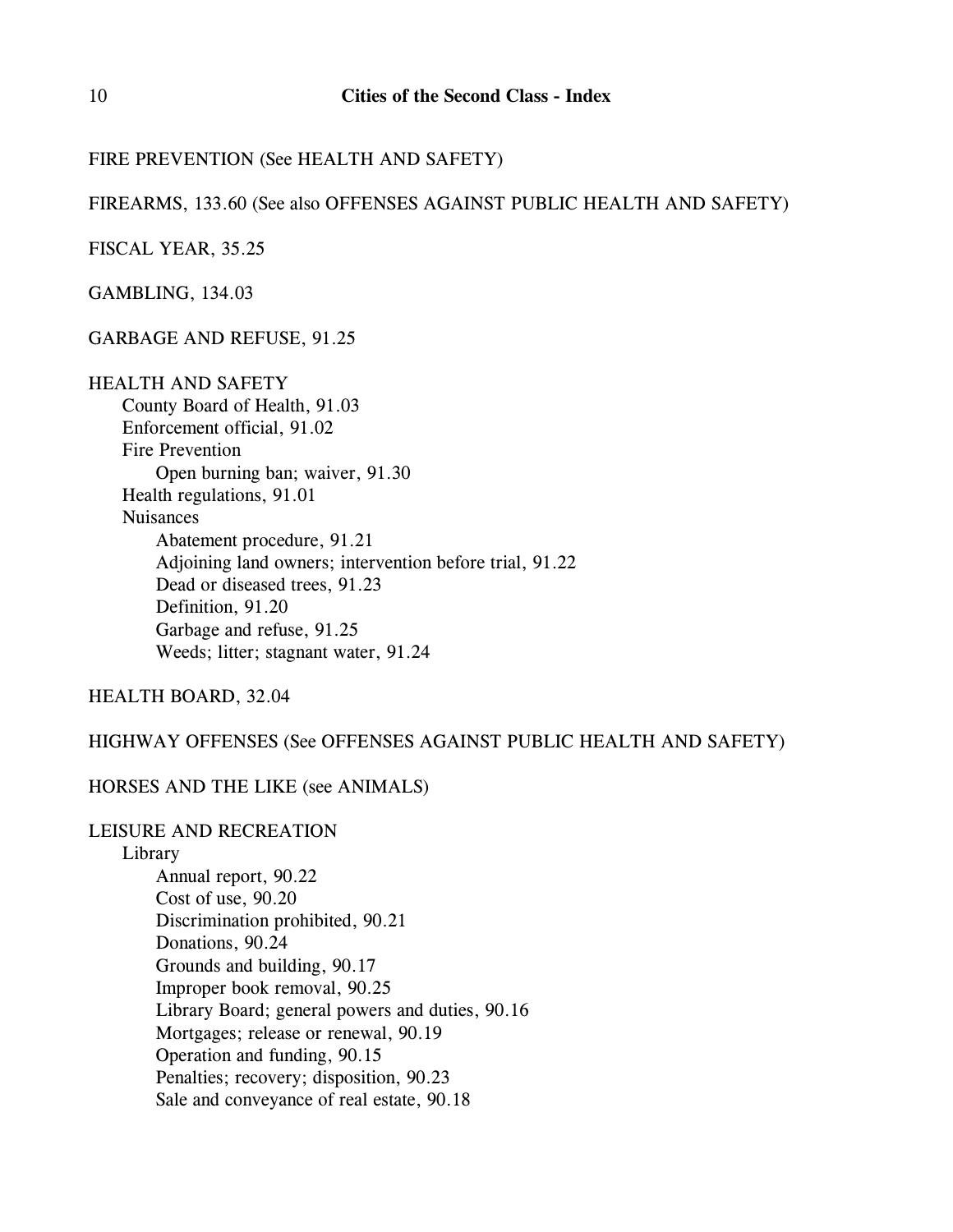FIRE PREVENTION (See HEALTH AND SAFETY)

FIREARMS, 133.60 (See also OFFENSES AGAINST PUBLIC HEALTH AND SAFETY)

FISCAL YEAR, 35.25

GAMBLING, 134.03

GARBAGE AND REFUSE, 91.25

HEALTH AND SAFETY
- County Board of Health, 91.03
- Enforcement official, 91.02
- Fire Prevention
  - Open burning ban; waiver, 91.30
- Health regulations, 91.01
- Nuisances
  - Abatement procedure, 91.21
  - Adjoining land owners; intervention before trial, 91.22
  - Dead or diseased trees, 91.23
  - Definition, 91.20
  - Garbage and refuse, 91.25
  - Weeds; litter; stagnant water, 91.24

HEALTH BOARD, 32.04

HIGHWAY OFFENSES (See OFFENSES AGAINST PUBLIC HEALTH AND SAFETY)

HORSES AND THE LIKE (see ANIMALS)

LEISURE AND RECREATION
- Library
  - Annual report, 90.22
  - Cost of use, 90.20
  - Discrimination prohibited, 90.21
  - Donations, 90.24
  - Grounds and building, 90.17
  - Improper book removal, 90.25
  - Library Board; general powers and duties, 90.16
  - Mortgages; release or renewal, 90.19
  - Operation and funding, 90.15
  - Penalties; recovery; disposition, 90.23
  - Sale and conveyance of real estate, 90.18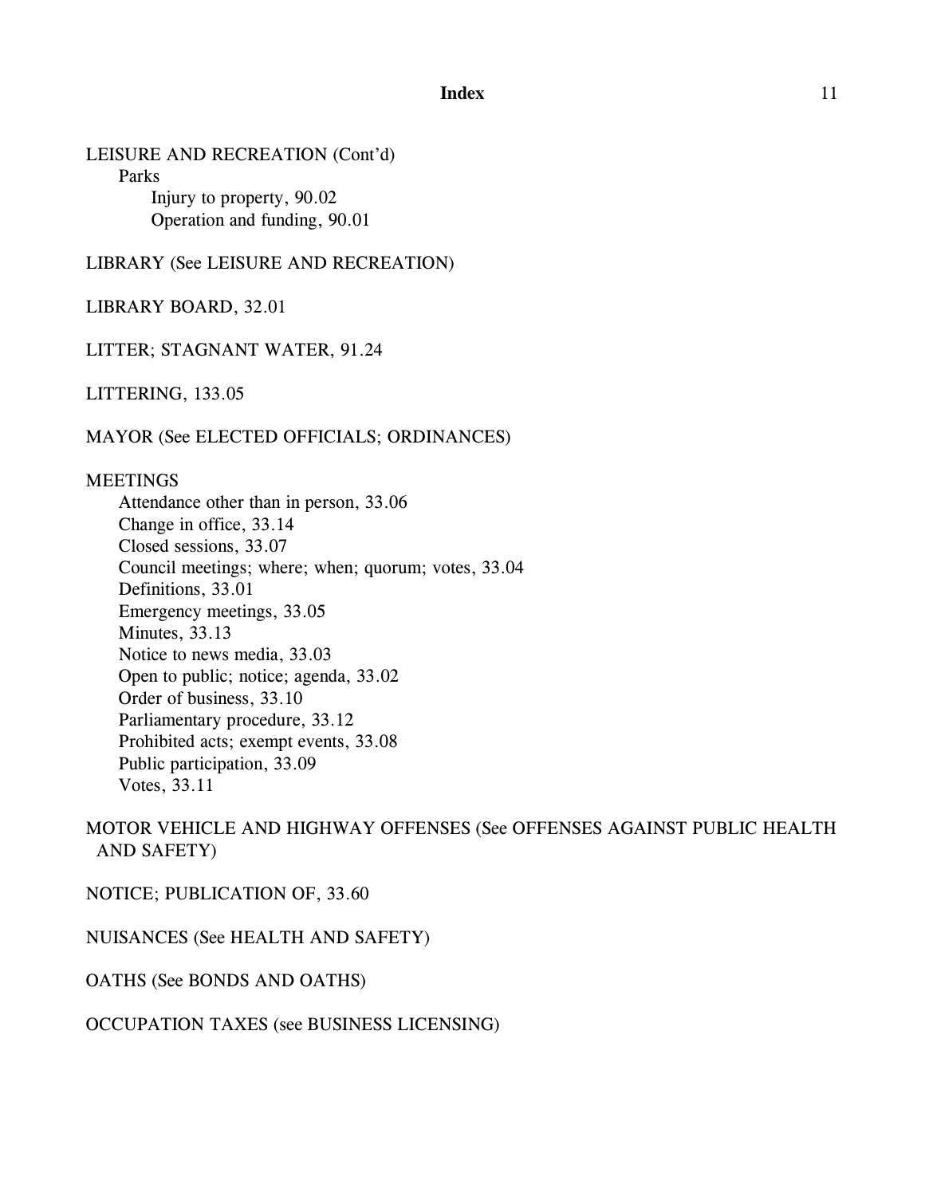LEISURE AND RECREATION (Cont'd)

- Parks
  - Injury to property, 90.02
  - Operation and funding, 90.01

LIBRARY (See LEISURE AND RECREATION)

LIBRARY BOARD, 32.01

LITTER; STAGNANT WATER, 91.24

LITTERING, 133.05

MAYOR (See ELECTED OFFICIALS; ORDINANCES)

MEETINGS

- Attendance other than in person, 33.06
- Change in office, 33.14
- Closed sessions, 33.07
- Council meetings; where; when; quorum; votes, 33.04
- Definitions, 33.01
- Emergency meetings, 33.05
- Minutes, 33.13
- Notice to news media, 33.03
- Open to public; notice; agenda, 33.02
- Order of business, 33.10
- Parliamentary procedure, 33.12
- Prohibited acts; exempt events, 33.08
- Public participation, 33.09
- Votes, 33.11

MOTOR VEHICLE AND HIGHWAY OFFENSES (See OFFENSES AGAINST PUBLIC HEALTH AND SAFETY)

NOTICE; PUBLICATION OF, 33.60

NUISANCES (See HEALTH AND SAFETY)

OATHS (See BONDS AND OATHS)

OCCUPATION TAXES (see BUSINESS LICENSING)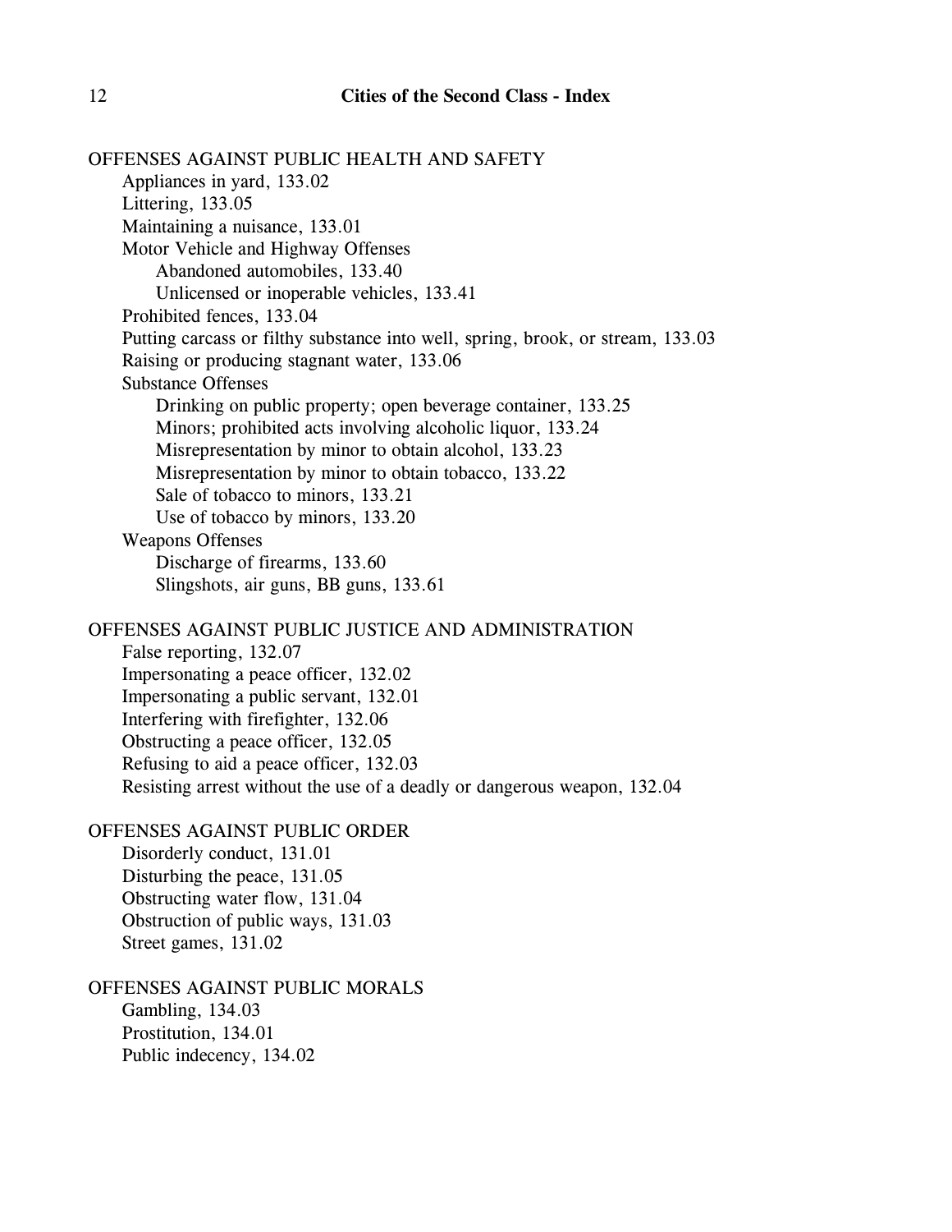OFFENSES AGAINST PUBLIC HEALTH AND SAFETY

- Appliances in yard, 133.02
- Littering, 133.05
- Maintaining a nuisance, 133.01
- Motor Vehicle and Highway Offenses
  - Abandoned automobiles, 133.40
  - Unlicensed or inoperable vehicles, 133.41
- Prohibited fences, 133.04
- Putting carcass or filthy substance into well, spring, brook, or stream, 133.03
- Raising or producing stagnant water, 133.06
- Substance Offenses
  - Drinking on public property; open beverage container, 133.25
  - Minors; prohibited acts involving alcoholic liquor, 133.24
  - Misrepresentation by minor to obtain alcohol, 133.23
  - Misrepresentation by minor to obtain tobacco, 133.22
  - Sale of tobacco to minors, 133.21
  - Use of tobacco by minors, 133.20
- Weapons Offenses
  - Discharge of firearms, 133.60
  - Slingshots, air guns, BB guns, 133.61

OFFENSES AGAINST PUBLIC JUSTICE AND ADMINISTRATION

- False reporting, 132.07
- Impersonating a peace officer, 132.02
- Impersonating a public servant, 132.01
- Interfering with firefighter, 132.06
- Obstructing a peace officer, 132.05
- Refusing to aid a peace officer, 132.03
- Resisting arrest without the use of a deadly or dangerous weapon, 132.04

OFFENSES AGAINST PUBLIC ORDER

- Disorderly conduct, 131.01
- Disturbing the peace, 131.05
- Obstructing water flow, 131.04
- Obstruction of public ways, 131.03
- Street games, 131.02

OFFENSES AGAINST PUBLIC MORALS

- Gambling, 134.03
- Prostitution, 134.01
- Public indecency, 134.02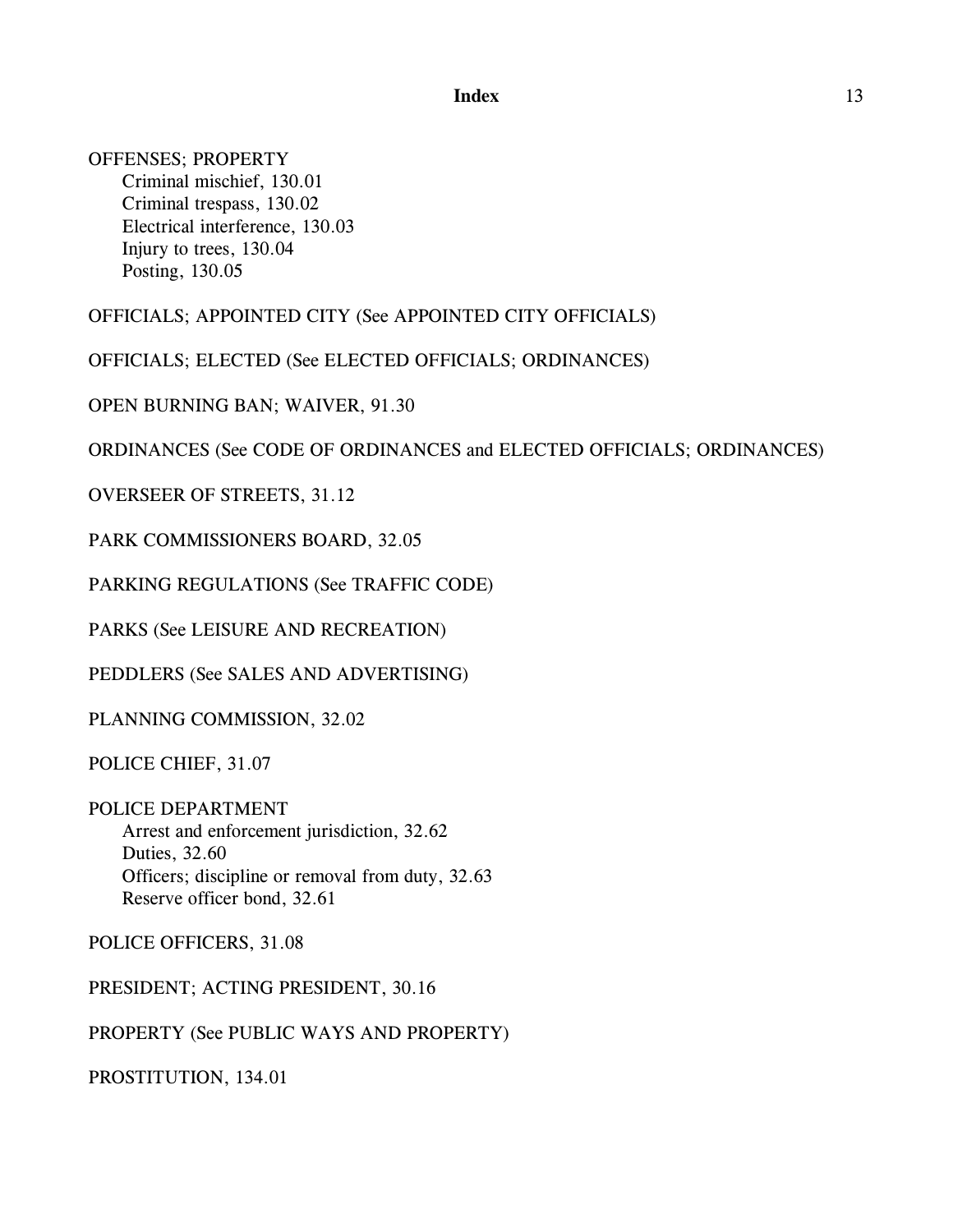OFFENSES; PROPERTY
- Criminal mischief, 130.01
- Criminal trespass, 130.02
- Electrical interference, 130.03
- Injury to trees, 130.04
- Posting, 130.05

OFFICIALS; APPOINTED CITY (See APPOINTED CITY OFFICIALS)

OFFICIALS; ELECTED (See ELECTED OFFICIALS; ORDINANCES)

OPEN BURNING BAN; WAIVER, 91.30

ORDINANCES (See CODE OF ORDINANCES and ELECTED OFFICIALS; ORDINANCES)

OVERSEER OF STREETS, 31.12

PARK COMMISSIONERS BOARD, 32.05

PARKING REGULATIONS (See TRAFFIC CODE)

PARKS (See LEISURE AND RECREATION)

PEDDLERS (See SALES AND ADVERTISING)

PLANNING COMMISSION, 32.02

POLICE CHIEF, 31.07

POLICE DEPARTMENT
- Arrest and enforcement jurisdiction, 32.62
- Duties, 32.60
- Officers; discipline or removal from duty, 32.63
- Reserve officer bond, 32.61

POLICE OFFICERS, 31.08

PRESIDENT; ACTING PRESIDENT, 30.16

PROPERTY (See PUBLIC WAYS AND PROPERTY)

PROSTITUTION, 134.01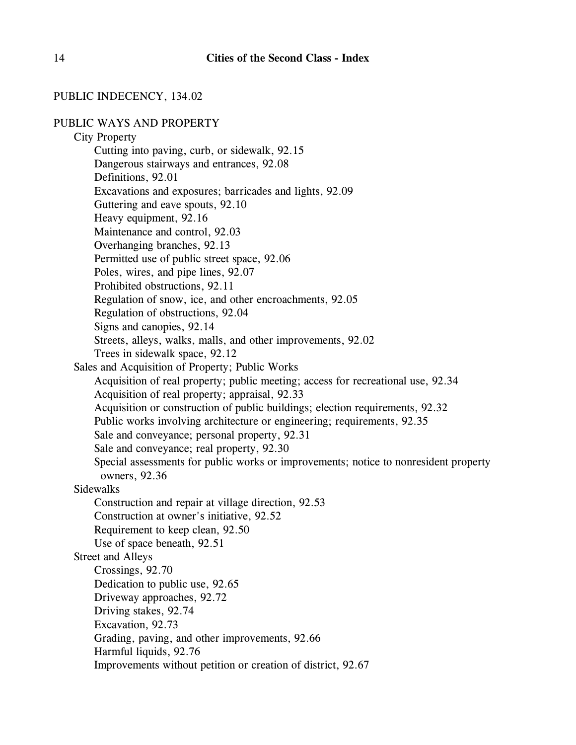PUBLIC INDECENCY, 134.02

PUBLIC WAYS AND PROPERTY

- City Property
  - Cutting into paving, curb, or sidewalk, 92.15
  - Dangerous stairways and entrances, 92.08
  - Definitions, 92.01
  - Excavations and exposures; barricades and lights, 92.09
  - Guttering and eave spouts, 92.10
  - Heavy equipment, 92.16
  - Maintenance and control, 92.03
  - Overhanging branches, 92.13
  - Permitted use of public street space, 92.06
  - Poles, wires, and pipe lines, 92.07
  - Prohibited obstructions, 92.11
  - Regulation of snow, ice, and other encroachments, 92.05
  - Regulation of obstructions, 92.04
  - Signs and canopies, 92.14
  - Streets, alleys, walks, malls, and other improvements, 92.02
  - Trees in sidewalk space, 92.12
- Sales and Acquisition of Property; Public Works
  - Acquisition of real property; public meeting; access for recreational use, 92.34
  - Acquisition of real property; appraisal, 92.33
  - Acquisition or construction of public buildings; election requirements, 92.32
  - Public works involving architecture or engineering; requirements, 92.35
  - Sale and conveyance; personal property, 92.31
  - Sale and conveyance; real property, 92.30
  - Special assessments for public works or improvements; notice to nonresident property owners, 92.36
- Sidewalks
  - Construction and repair at village direction, 92.53
  - Construction at owner's initiative, 92.52
  - Requirement to keep clean, 92.50
  - Use of space beneath, 92.51
- Street and Alleys
  - Crossings, 92.70
  - Dedication to public use, 92.65
  - Driveway approaches, 92.72
  - Driving stakes, 92.74
  - Excavation, 92.73
  - Grading, paving, and other improvements, 92.66
  - Harmful liquids, 92.76
  - Improvements without petition or creation of district, 92.67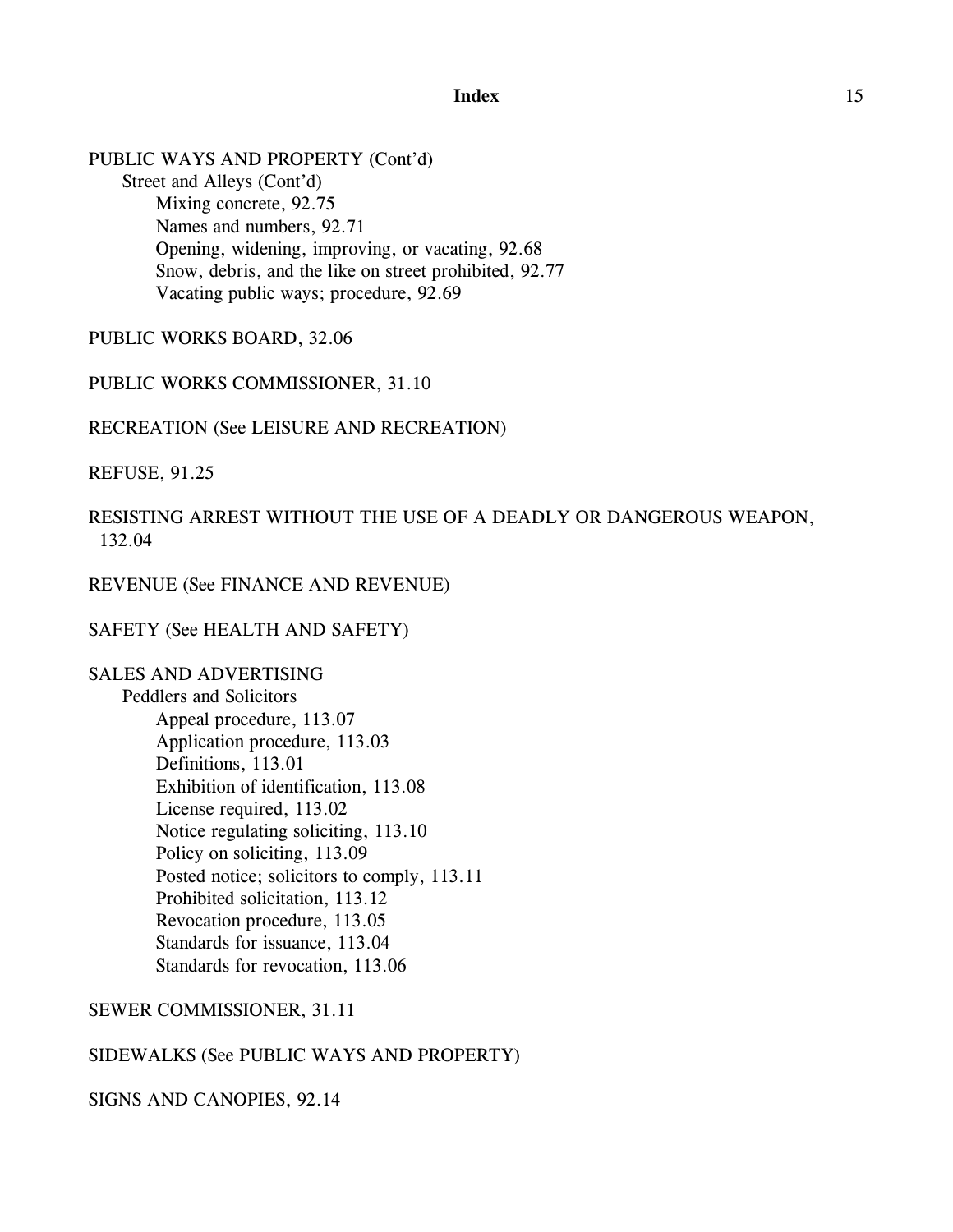PUBLIC WAYS AND PROPERTY (Cont'd)

Street and Alleys (Cont'd)

Mixing concrete, 92.75

Names and numbers, 92.71

Opening, widening, improving, or vacating, 92.68

Snow, debris, and the like on street prohibited, 92.77

Vacating public ways; procedure, 92.69

PUBLIC WORKS BOARD, 32.06

PUBLIC WORKS COMMISSIONER, 31.10

RECREATION (See LEISURE AND RECREATION)

REFUSE, 91.25

RESISTING ARREST WITHOUT THE USE OF A DEADLY OR DANGEROUS WEAPON, 132.04

REVENUE (See FINANCE AND REVENUE)

SAFETY (See HEALTH AND SAFETY)

SALES AND ADVERTISING

Peddlers and Solicitors

Appeal procedure, 113.07

Application procedure, 113.03

Definitions, 113.01

Exhibition of identification, 113.08

License required, 113.02

Notice regulating soliciting, 113.10

Policy on soliciting, 113.09

Posted notice; solicitors to comply, 113.11

Prohibited solicitation, 113.12

Revocation procedure, 113.05

Standards for issuance, 113.04

Standards for revocation, 113.06

SEWER COMMISSIONER, 31.11

SIDEWALKS (See PUBLIC WAYS AND PROPERTY)

SIGNS AND CANOPIES, 92.14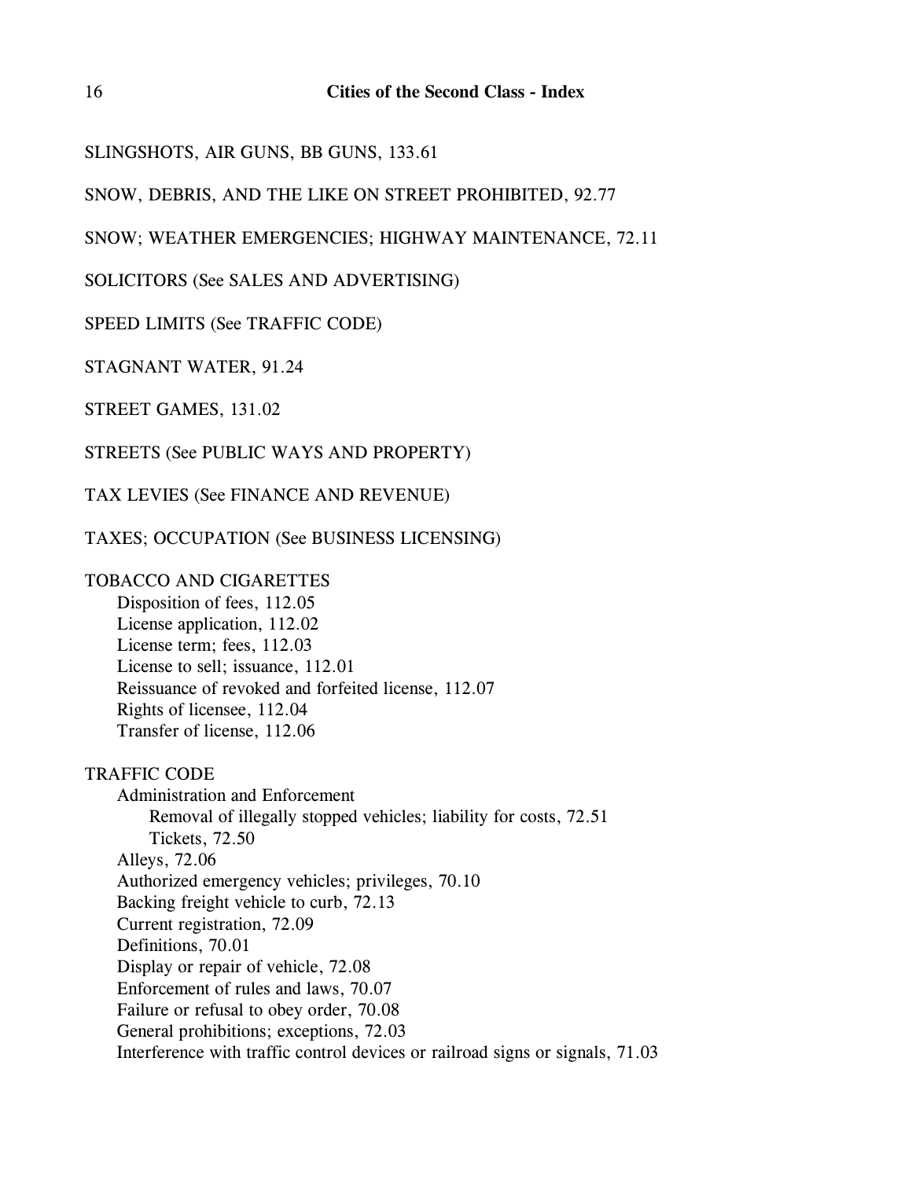SLINGSHOTS, AIR GUNS, BB GUNS, 133.61

SNOW, DEBRIS, AND THE LIKE ON STREET PROHIBITED, 92.77

SNOW; WEATHER EMERGENCIES; HIGHWAY MAINTENANCE, 72.11

SOLICITORS (See SALES AND ADVERTISING)

SPEED LIMITS (See TRAFFIC CODE)

STAGNANT WATER, 91.24

STREET GAMES, 131.02

STREETS (See PUBLIC WAYS AND PROPERTY)

TAX LEVIES (See FINANCE AND REVENUE)

TAXES; OCCUPATION (See BUSINESS LICENSING)

TOBACCO AND CIGARETTES
- Disposition of fees, 112.05
- License application, 112.02
- License term; fees, 112.03
- License to sell; issuance, 112.01
- Reissuance of revoked and forfeited license, 112.07
- Rights of licensee, 112.04
- Transfer of license, 112.06

TRAFFIC CODE
- Administration and Enforcement
  - Removal of illegally stopped vehicles; liability for costs, 72.51
  - Tickets, 72.50
- Alleys, 72.06
- Authorized emergency vehicles; privileges, 70.10
- Backing freight vehicle to curb, 72.13
- Current registration, 72.09
- Definitions, 70.01
- Display or repair of vehicle, 72.08
- Enforcement of rules and laws, 70.07
- Failure or refusal to obey order, 70.08
- General prohibitions; exceptions, 72.03
- Interference with traffic control devices or railroad signs or signals, 71.03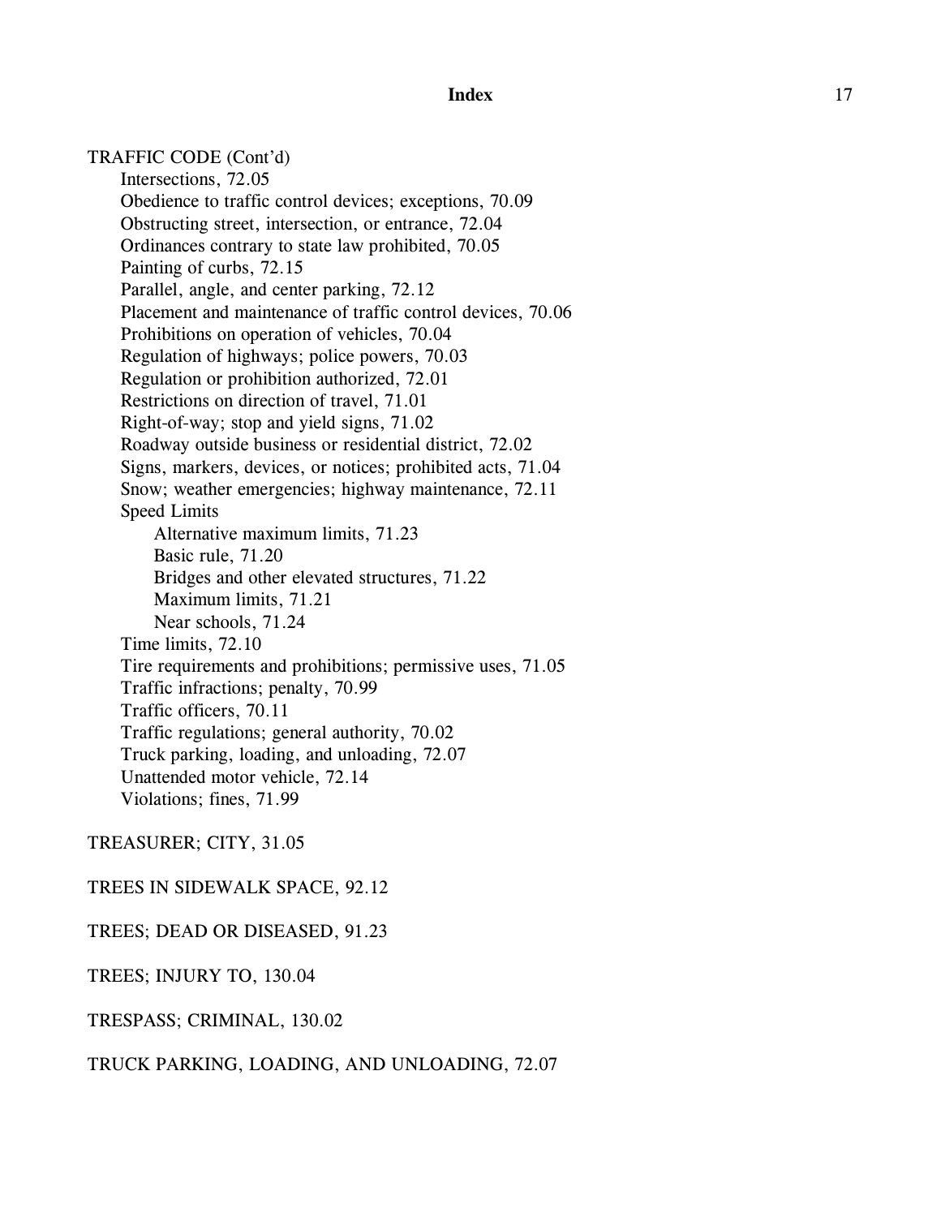TRAFFIC CODE (Cont'd)

- Intersections, 72.05
- Obedience to traffic control devices; exceptions, 70.09
- Obstructing street, intersection, or entrance, 72.04
- Ordinances contrary to state law prohibited, 70.05
- Painting of curbs, 72.15
- Parallel, angle, and center parking, 72.12
- Placement and maintenance of traffic control devices, 70.06
- Prohibitions on operation of vehicles, 70.04
- Regulation of highways; police powers, 70.03
- Regulation or prohibition authorized, 72.01
- Restrictions on direction of travel, 71.01
- Right-of-way; stop and yield signs, 71.02
- Roadway outside business or residential district, 72.02
- Signs, markers, devices, or notices; prohibited acts, 71.04
- Snow; weather emergencies; highway maintenance, 72.11
- Speed Limits
  - Alternative maximum limits, 71.23
  - Basic rule, 71.20
  - Bridges and other elevated structures, 71.22
  - Maximum limits, 71.21
  - Near schools, 71.24
- Time limits, 72.10
- Tire requirements and prohibitions; permissive uses, 71.05
- Traffic infractions; penalty, 70.99
- Traffic officers, 70.11
- Traffic regulations; general authority, 70.02
- Truck parking, loading, and unloading, 72.07
- Unattended motor vehicle, 72.14
- Violations; fines, 71.99

TREASURER; CITY, 31.05

TREES IN SIDEWALK SPACE, 92.12

TREES; DEAD OR DISEASED, 91.23

TREES; INJURY TO, 130.04

TRESPASS; CRIMINAL, 130.02

TRUCK PARKING, LOADING, AND UNLOADING, 72.07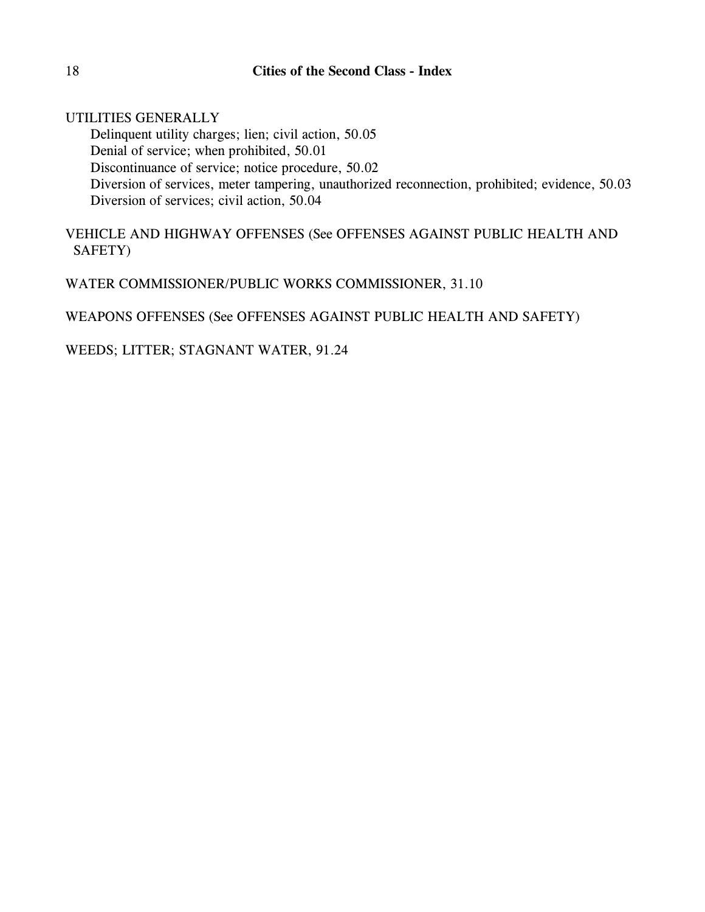UTILITIES GENERALLY

Delinquent utility charges; lien; civil action, 50.05

Denial of service; when prohibited, 50.01

Discontinuance of service; notice procedure, 50.02

Diversion of services, meter tampering, unauthorized reconnection, prohibited; evidence, 50.03

Diversion of services; civil action, 50.04

VEHICLE AND HIGHWAY OFFENSES (See OFFENSES AGAINST PUBLIC HEALTH AND SAFETY)

WATER COMMISSIONER/PUBLIC WORKS COMMISSIONER, 31.10

WEAPONS OFFENSES (See OFFENSES AGAINST PUBLIC HEALTH AND SAFETY)

WEEDS; LITTER; STAGNANT WATER, 91.24